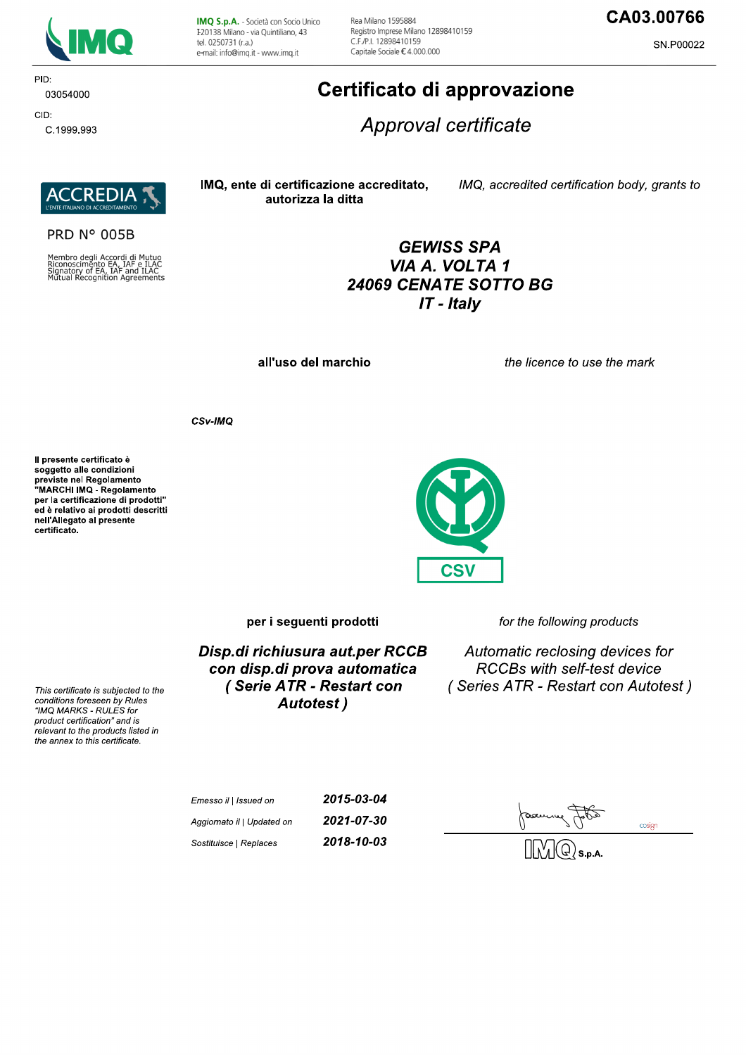IMQ

**IMQ S.p.A.** - Società con Socio Unico
I-20138 Milano - via Quintiliano, 43
tel. 0250731 (r.a.)
e-mail: info@imq.it - www.imq.it

Rea Milano 1595884
Registro Imprese Milano 12898410159
C.F./P.I. 12898410159
Capitale Sociale € 4.000.000

**CA03.00766**

SN.P00022

PID:
03054000

CID:
C.1999.993

# Certificato di approvazione

## *Approval certificate*

ACCREDIA
L'ENTE ITALIANO DI ACCREDITAMENTO

PRD N° 005B

Membro degli Accordi di Mutuo Riconoscimento EA, IAF e ILAC
Signatory of EA, IAF and ILAC Mutual Recognition Agreements

**IMQ, ente di certificazione accreditato, autorizza la ditta**

*IMQ, accredited certification body, grants to*

***GEWISS SPA***
***VIA A. VOLTA 1***
***24069 CENATE SOTTO BG***
***IT - Italy***

**all'uso del marchio**

*the licence to use the mark*

***CSv-IMQ***

CSV

**Il presente certificato è soggetto alle condizioni previste nel Regolamento "MARCHI IMQ - Regolamento per la certificazione di prodotti" ed è relativo ai prodotti descritti nell'Allegato al presente certificato.**

*This certificate is subjected to the conditions foreseen by Rules "IMQ MARKS - RULES for product certification" and is relevant to the products listed in the annex to this certificate.*

**per i seguenti prodotti**

*for the following products*

***Disp.di richiusura aut.per RCCB con disp.di prova automatica ( Serie ATR - Restart con Autotest )***

*Automatic reclosing devices for RCCBs with self-test device ( Series ATR - Restart con Autotest )*

| | |
|---|---|
| *Emesso il \| Issued on* | ***2015-03-04*** |
| *Aggiornato il \| Updated on* | ***2021-07-30*** |
| *Sostituisce \| Replaces* | ***2018-10-03*** |

IMQ S.p.A.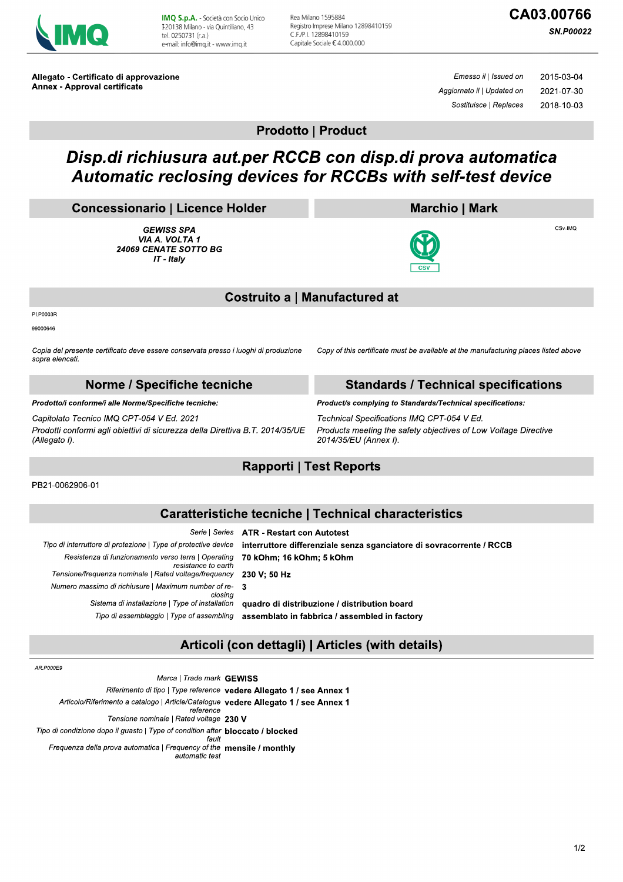**IMQ S.p.A.** - Società con Socio Unico
I 20138 Milano - via Quintiliano, 43
tel. 0250731 (r.a.)
e-mail: info@imq.it - www.imq.it

Rea Milano 1595884
Registro Imprese Milano 12898410159
C.F./P.I. 12898410159
Capitale Sociale € 4.000.000

**CA03.00766**

***SN.P00022***

**Allegato - Certificato di approvazione**
**Annex - Approval certificate**

| | |
|---|---|
| *Emesso il \| Issued on* | 2015-03-04 |
| *Aggiornato il \| Updated on* | 2021-07-30 |
| *Sostituisce \| Replaces* | 2018-10-03 |

## Prodotto | Product

# *Disp.di richiusura aut.per RCCB con disp.di prova automatica*
# *Automatic reclosing devices for RCCBs with self-test device*

## Concessionario | Licence Holder

***GEWISS SPA***
***VIA A. VOLTA 1***
***24069 CENATE SOTTO BG***
***IT - Italy***

## Marchio | Mark

CSv-IMQ

CSV

## Costruito a | Manufactured at

PI.P0003R

99000646

*Copia del presente certificato deve essere conservata presso i luoghi di produzione sopra elencati.*

*Copy of this certificate must be available at the manufacturing places listed above*

## Norme / Specifiche tecniche

***Prodotto/i conforme/i alle Norme/Specifiche tecniche:***

*Capitolato Tecnico IMQ CPT-054 V Ed. 2021*

*Prodotti conformi agli obiettivi di sicurezza della Direttiva B.T. 2014/35/UE (Allegato I).*

## Standards / Technical specifications

***Product/s complying to Standards/Technical specifications:***

*Technical Specifications IMQ CPT-054 V Ed.*

*Products meeting the safety objectives of Low Voltage Directive 2014/35/EU (Annex I).*

## Rapporti | Test Reports

PB21-0062906-01

## Caratteristiche tecniche | Technical characteristics

| | |
|---|---|
| *Serie \| Series* | **ATR - Restart con Autotest** |
| *Tipo di interruttore di protezione \| Type of protective device* | **interruttore differenziale senza sganciatore di sovracorrente / RCCB** |
| *Resistenza di funzionamento verso terra \| Operating resistance to earth* | **70 kOhm; 16 kOhm; 5 kOhm** |
| *Tensione/frequenza nominale \| Rated voltage/frequency* | **230 V; 50 Hz** |
| *Numero massimo di richiusure \| Maximum number of re-closing* | **3** |
| *Sistema di installazione \| Type of installation* | **quadro di distribuzione / distribution board** |
| *Tipo di assemblaggio \| Type of assembling* | **assemblato in fabbrica / assembled in factory** |

## Articoli (con dettagli) | Articles (with details)

*AR.P000E9*

| | |
|---|---|
| *Marca \| Trade mark* | **GEWISS** |
| *Riferimento di tipo \| Type reference* | **vedere Allegato 1 / see Annex 1** |
| *Articolo/Riferimento a catalogo \| Article/Catalogue reference* | **vedere Allegato 1 / see Annex 1** |
| *Tensione nominale \| Rated voltage* | **230 V** |
| *Tipo di condizione dopo il guasto \| Type of condition after fault* | **bloccato / blocked** |
| *Frequenza della prova automatica \| Frequency of the automatic test* | **mensile / monthly** |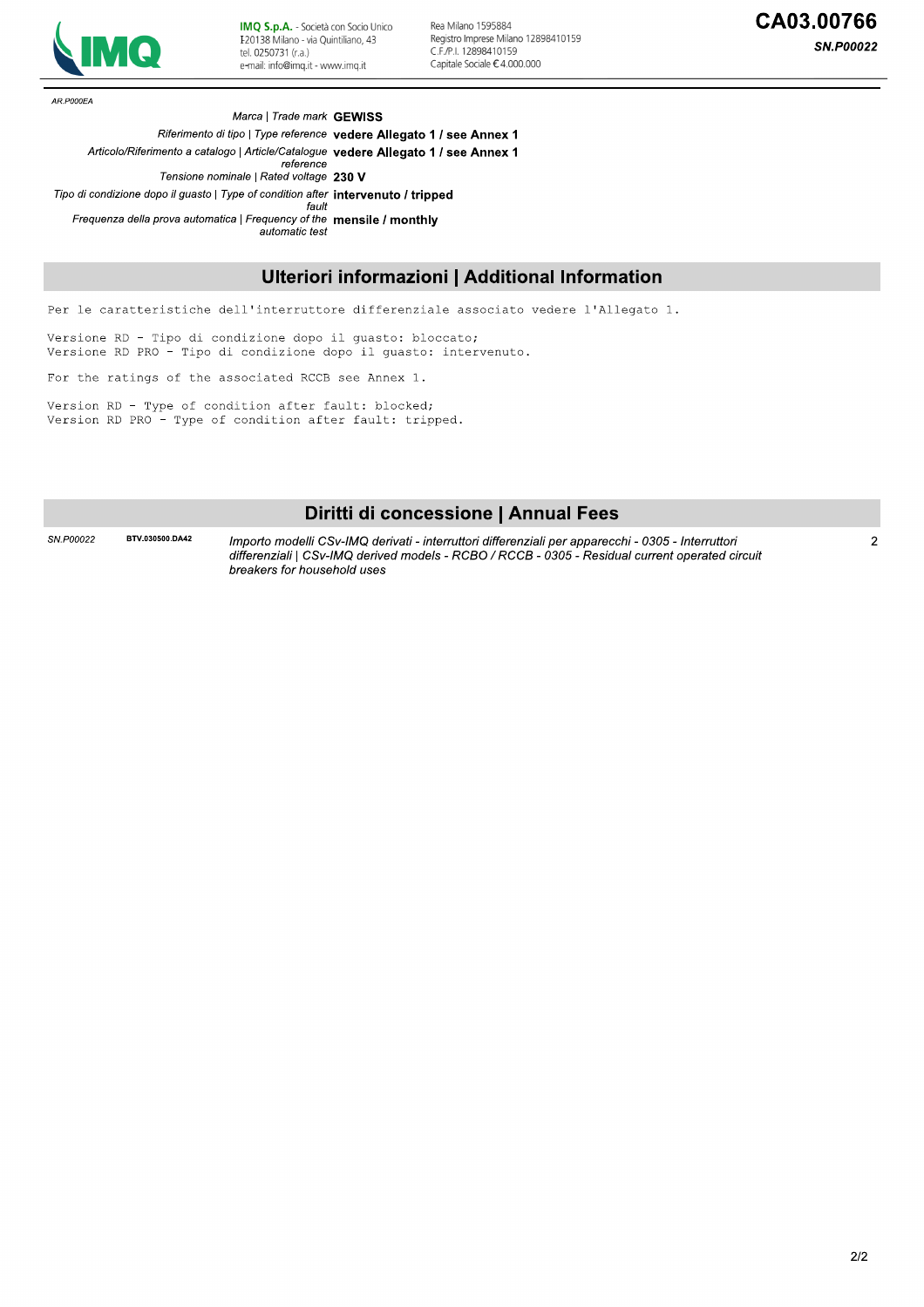AR.P000EA

| | |
|---|---|
| *Marca \| Trade mark* | **GEWISS** |
| *Riferimento di tipo \| Type reference* | **vedere Allegato 1 / see Annex 1** |
| *Articolo/Riferimento a catalogo \| Article/Catalogue reference* | **vedere Allegato 1 / see Annex 1** |
| *Tensione nominale \| Rated voltage* | **230 V** |
| *Tipo di condizione dopo il guasto \| Type of condition after fault* | **intervenuto / tripped** |
| *Frequenza della prova automatica \| Frequency of the automatic test* | **mensile / monthly** |

## Ulteriori informazioni | Additional Information

Per le caratteristiche dell'interruttore differenziale associato vedere l'Allegato 1.

Versione RD - Tipo di condizione dopo il guasto: bloccato;
Versione RD PRO - Tipo di condizione dopo il guasto: intervenuto.

For the ratings of the associated RCCB see Annex 1.

Version RD - Type of condition after fault: blocked;
Version RD PRO - Type of condition after fault: tripped.

## Diritti di concessione | Annual Fees

| | | | |
|---|---|---|---|
| *SN.P00022* | **BTV.030500.DA42** | *Importo modelli CSv-IMQ derivati - interruttori differenziali per apparecchi - 0305 - Interruttori differenziali \| CSv-IMQ derived models - RCBO / RCCB - 0305 - Residual current operated circuit breakers for household uses* | 2 |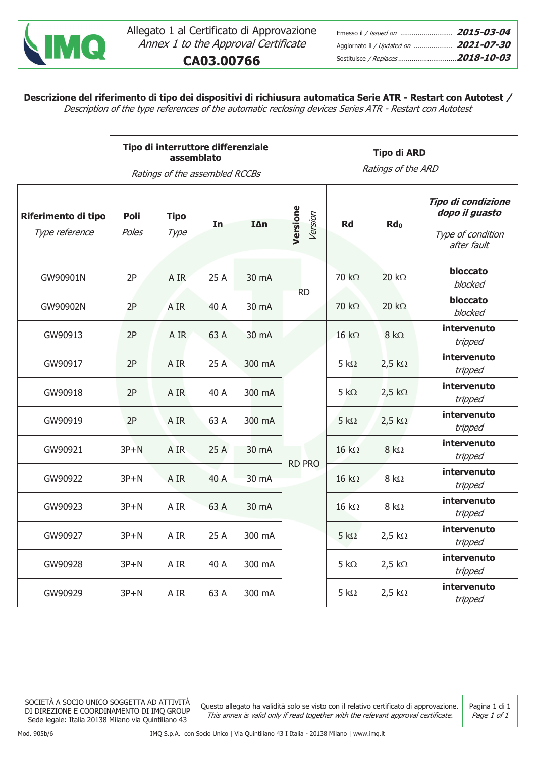# Allegato 1 al Certificato di Approvazione
*Annex 1 to the Approval Certificate*

**CA03.00766**

Emesso il / *Issued on* .......................... **2015-03-04**
Aggiornato il / *Updated on* .................... **2021-07-30**
Sostituisce / *Replaces* .............................. **2018-10-03**

**Descrizione del riferimento di tipo dei dispositivi di richiusura automatica Serie ATR - Restart con Autotest /** *Description of the type references of the automatic reclosing devices Series ATR - Restart con Autotest*

| | **Tipo di interruttore differenziale assemblato** *Ratings of the assembled RCCBs* | | | | **Tipo di ARD** *Ratings of the ARD* | | | |
|---|---|---|---|---|---|---|---|---|
| **Riferimento di tipo** *Type reference* | **Poli** *Poles* | **Tipo** *Type* | **In** | **IΔn** | **Versione** *Version* | **Rd** | **$Rd_0$** | ***Tipo di condizione dopo il guasto*** *Type of condition after fault* |
| GW90901N | 2P | A IR | 25 A | 30 mA | RD | 70 kΩ | 20 kΩ | **bloccato** *blocked* |
| GW90902N | 2P | A IR | 40 A | 30 mA | RD | 70 kΩ | 20 kΩ | **bloccato** *blocked* |
| GW90913 | 2P | A IR | 63 A | 30 mA | RD PRO | 16 kΩ | 8 kΩ | **intervenuto** *tripped* |
| GW90917 | 2P | A IR | 25 A | 300 mA | RD PRO | 5 kΩ | 2,5 kΩ | **intervenuto** *tripped* |
| GW90918 | 2P | A IR | 40 A | 300 mA | RD PRO | 5 kΩ | 2,5 kΩ | **intervenuto** *tripped* |
| GW90919 | 2P | A IR | 63 A | 300 mA | RD PRO | 5 kΩ | 2,5 kΩ | **intervenuto** *tripped* |
| GW90921 | 3P+N | A IR | 25 A | 30 mA | RD PRO | 16 kΩ | 8 kΩ | **intervenuto** *tripped* |
| GW90922 | 3P+N | A IR | 40 A | 30 mA | RD PRO | 16 kΩ | 8 kΩ | **intervenuto** *tripped* |
| GW90923 | 3P+N | A IR | 63 A | 30 mA | RD PRO | 16 kΩ | 8 kΩ | **intervenuto** *tripped* |
| GW90927 | 3P+N | A IR | 25 A | 300 mA | RD PRO | 5 kΩ | 2,5 kΩ | **intervenuto** *tripped* |
| GW90928 | 3P+N | A IR | 40 A | 300 mA | RD PRO | 5 kΩ | 2,5 kΩ | **intervenuto** *tripped* |
| GW90929 | 3P+N | A IR | 63 A | 300 mA | RD PRO | 5 kΩ | 2,5 kΩ | **intervenuto** *tripped* |

SOCIETÀ A SOCIO UNICO SOGGETTA AD ATTIVITÀ DI DIREZIONE E COORDINAMENTO DI IMQ GROUP Sede legale: Italia 20138 Milano via Quintiliano 43

Questo allegato ha validità solo se visto con il relativo certificato di approvazione. *This annex is valid only if read together with the relevant approval certificate.*